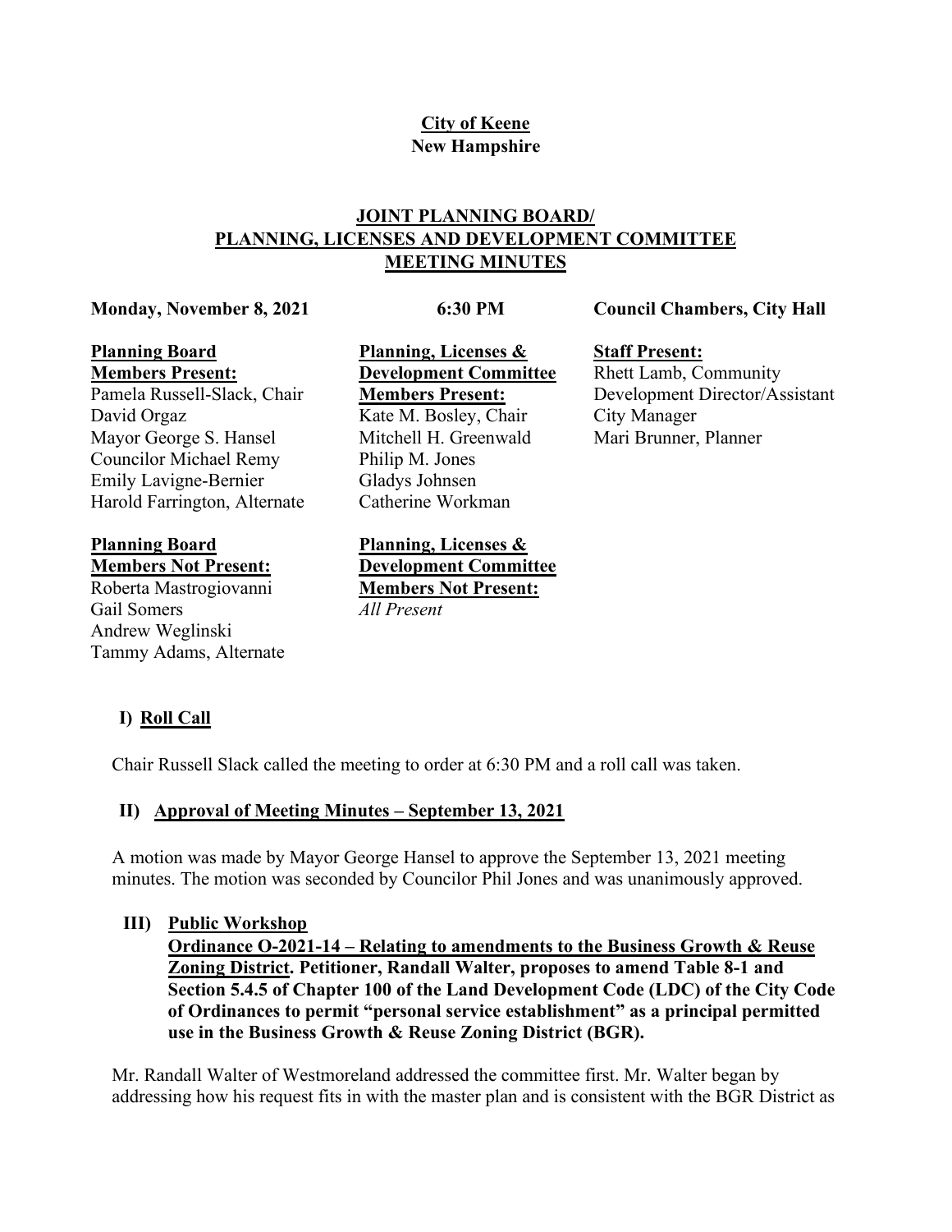**City of Keene**
**New Hampshire**

# JOINT PLANNING BOARD/ PLANNING, LICENSES AND DEVELOPMENT COMMITTEE MEETING MINUTES

**Monday, November 8, 2021** **6:30 PM** **Council Chambers, City Hall**

**Planning Board Members Present:**
Pamela Russell-Slack, Chair
David Orgaz
Mayor George S. Hansel
Councilor Michael Remy
Emily Lavigne-Bernier
Harold Farrington, Alternate

**Planning Board Members Not Present:**
Roberta Mastrogiovanni
Gail Somers
Andrew Weglinski
Tammy Adams, Alternate

**Planning, Licenses & Development Committee Members Present:**
Kate M. Bosley, Chair
Mitchell H. Greenwald
Philip M. Jones
Gladys Johnsen
Catherine Workman

**Planning, Licenses & Development Committee Members Not Present:**
*All Present*

**Staff Present:**
Rhett Lamb, Community Development Director/Assistant City Manager
Mari Brunner, Planner

## I) Roll Call

Chair Russell Slack called the meeting to order at 6:30 PM and a roll call was taken.

## II) Approval of Meeting Minutes – September 13, 2021

A motion was made by Mayor George Hansel to approve the September 13, 2021 meeting minutes. The motion was seconded by Councilor Phil Jones and was unanimously approved.

## III) Public Workshop

**Ordinance O-2021-14 – Relating to amendments to the Business Growth & Reuse Zoning District. Petitioner, Randall Walter, proposes to amend Table 8-1 and Section 5.4.5 of Chapter 100 of the Land Development Code (LDC) of the City Code of Ordinances to permit "personal service establishment" as a principal permitted use in the Business Growth & Reuse Zoning District (BGR).**

Mr. Randall Walter of Westmoreland addressed the committee first. Mr. Walter began by addressing how his request fits in with the master plan and is consistent with the BGR District as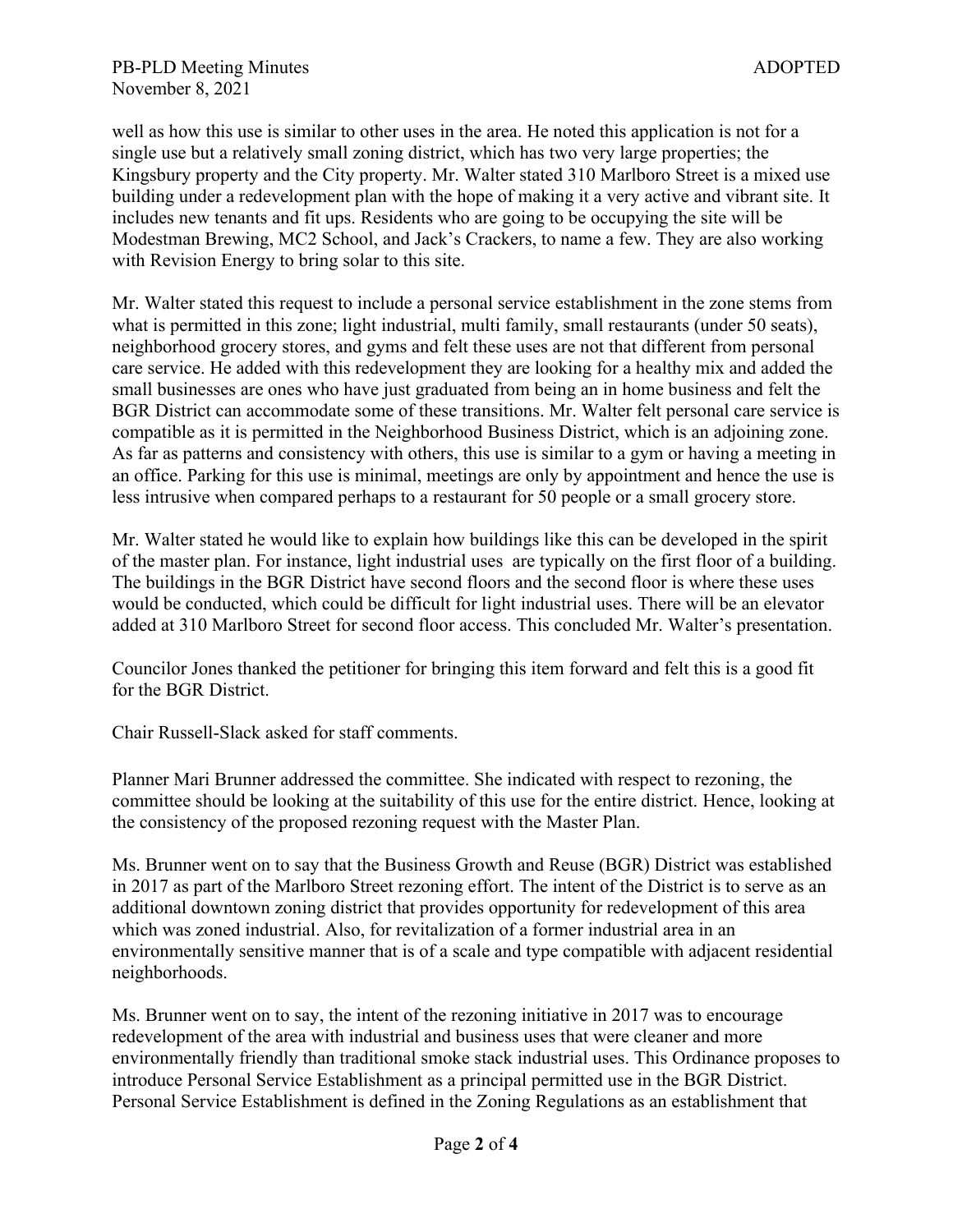well as how this use is similar to other uses in the area. He noted this application is not for a single use but a relatively small zoning district, which has two very large properties; the Kingsbury property and the City property. Mr. Walter stated 310 Marlboro Street is a mixed use building under a redevelopment plan with the hope of making it a very active and vibrant site. It includes new tenants and fit ups. Residents who are going to be occupying the site will be Modestman Brewing, MC2 School, and Jack's Crackers, to name a few. They are also working with Revision Energy to bring solar to this site.

Mr. Walter stated this request to include a personal service establishment in the zone stems from what is permitted in this zone; light industrial, multi family, small restaurants (under 50 seats), neighborhood grocery stores, and gyms and felt these uses are not that different from personal care service. He added with this redevelopment they are looking for a healthy mix and added the small businesses are ones who have just graduated from being an in home business and felt the BGR District can accommodate some of these transitions. Mr. Walter felt personal care service is compatible as it is permitted in the Neighborhood Business District, which is an adjoining zone. As far as patterns and consistency with others, this use is similar to a gym or having a meeting in an office. Parking for this use is minimal, meetings are only by appointment and hence the use is less intrusive when compared perhaps to a restaurant for 50 people or a small grocery store.

Mr. Walter stated he would like to explain how buildings like this can be developed in the spirit of the master plan. For instance, light industrial uses are typically on the first floor of a building. The buildings in the BGR District have second floors and the second floor is where these uses would be conducted, which could be difficult for light industrial uses. There will be an elevator added at 310 Marlboro Street for second floor access. This concluded Mr. Walter's presentation.

Councilor Jones thanked the petitioner for bringing this item forward and felt this is a good fit for the BGR District.

Chair Russell-Slack asked for staff comments.

Planner Mari Brunner addressed the committee. She indicated with respect to rezoning, the committee should be looking at the suitability of this use for the entire district. Hence, looking at the consistency of the proposed rezoning request with the Master Plan.

Ms. Brunner went on to say that the Business Growth and Reuse (BGR) District was established in 2017 as part of the Marlboro Street rezoning effort. The intent of the District is to serve as an additional downtown zoning district that provides opportunity for redevelopment of this area which was zoned industrial. Also, for revitalization of a former industrial area in an environmentally sensitive manner that is of a scale and type compatible with adjacent residential neighborhoods.

Ms. Brunner went on to say, the intent of the rezoning initiative in 2017 was to encourage redevelopment of the area with industrial and business uses that were cleaner and more environmentally friendly than traditional smoke stack industrial uses. This Ordinance proposes to introduce Personal Service Establishment as a principal permitted use in the BGR District. Personal Service Establishment is defined in the Zoning Regulations as an establishment that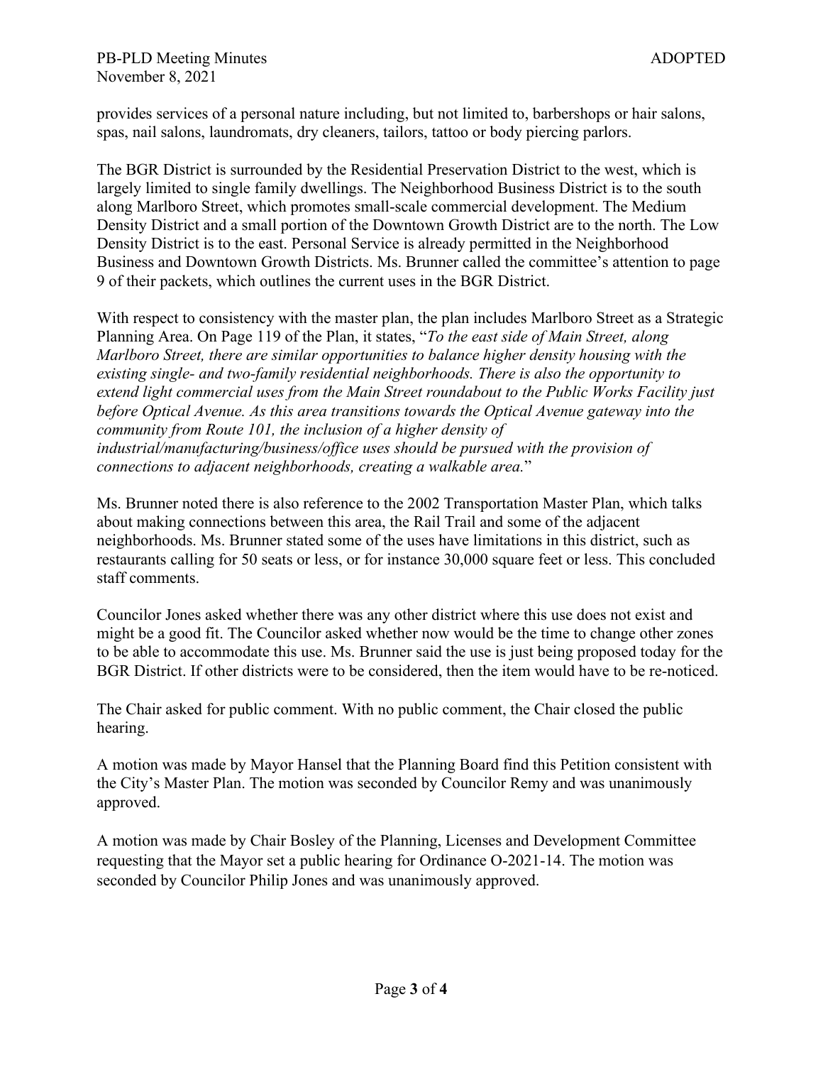provides services of a personal nature including, but not limited to, barbershops or hair salons, spas, nail salons, laundromats, dry cleaners, tailors, tattoo or body piercing parlors.

The BGR District is surrounded by the Residential Preservation District to the west, which is largely limited to single family dwellings. The Neighborhood Business District is to the south along Marlboro Street, which promotes small-scale commercial development. The Medium Density District and a small portion of the Downtown Growth District are to the north. The Low Density District is to the east. Personal Service is already permitted in the Neighborhood Business and Downtown Growth Districts. Ms. Brunner called the committee's attention to page 9 of their packets, which outlines the current uses in the BGR District.

With respect to consistency with the master plan, the plan includes Marlboro Street as a Strategic Planning Area. On Page 119 of the Plan, it states, "*To the east side of Main Street, along Marlboro Street, there are similar opportunities to balance higher density housing with the existing single- and two-family residential neighborhoods. There is also the opportunity to extend light commercial uses from the Main Street roundabout to the Public Works Facility just before Optical Avenue. As this area transitions towards the Optical Avenue gateway into the community from Route 101, the inclusion of a higher density of industrial/manufacturing/business/office uses should be pursued with the provision of connections to adjacent neighborhoods, creating a walkable area.*"

Ms. Brunner noted there is also reference to the 2002 Transportation Master Plan, which talks about making connections between this area, the Rail Trail and some of the adjacent neighborhoods. Ms. Brunner stated some of the uses have limitations in this district, such as restaurants calling for 50 seats or less, or for instance 30,000 square feet or less. This concluded staff comments.

Councilor Jones asked whether there was any other district where this use does not exist and might be a good fit. The Councilor asked whether now would be the time to change other zones to be able to accommodate this use. Ms. Brunner said the use is just being proposed today for the BGR District. If other districts were to be considered, then the item would have to be re-noticed.

The Chair asked for public comment. With no public comment, the Chair closed the public hearing.

A motion was made by Mayor Hansel that the Planning Board find this Petition consistent with the City's Master Plan. The motion was seconded by Councilor Remy and was unanimously approved.

A motion was made by Chair Bosley of the Planning, Licenses and Development Committee requesting that the Mayor set a public hearing for Ordinance O-2021-14. The motion was seconded by Councilor Philip Jones and was unanimously approved.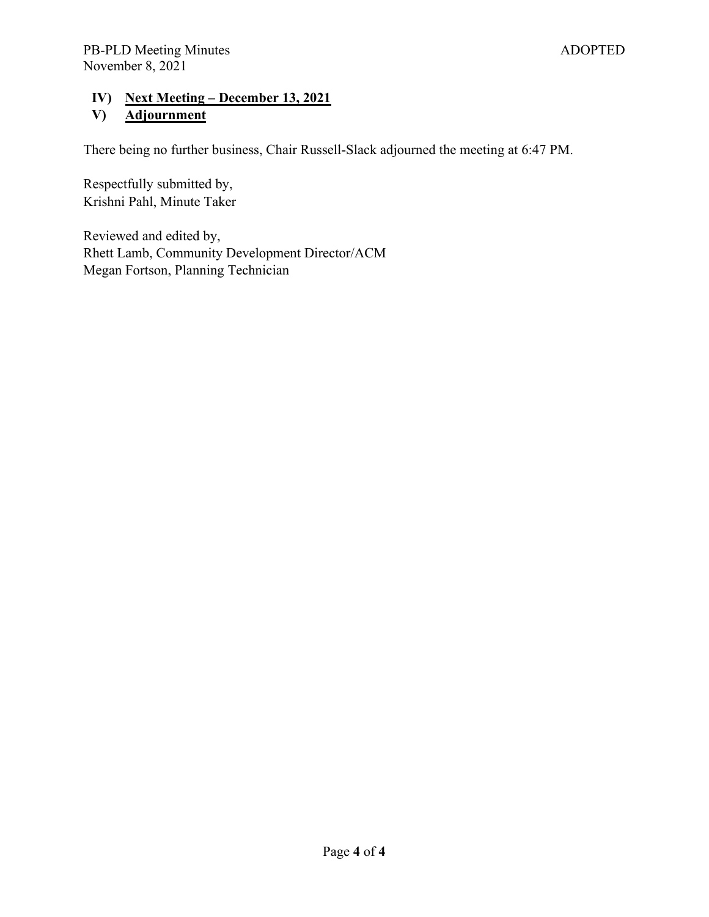## IV) Next Meeting – December 13, 2021

## V) Adjournment

There being no further business, Chair Russell-Slack adjourned the meeting at 6:47 PM.

Respectfully submitted by,
Krishni Pahl, Minute Taker

Reviewed and edited by,
Rhett Lamb, Community Development Director/ACM
Megan Fortson, Planning Technician